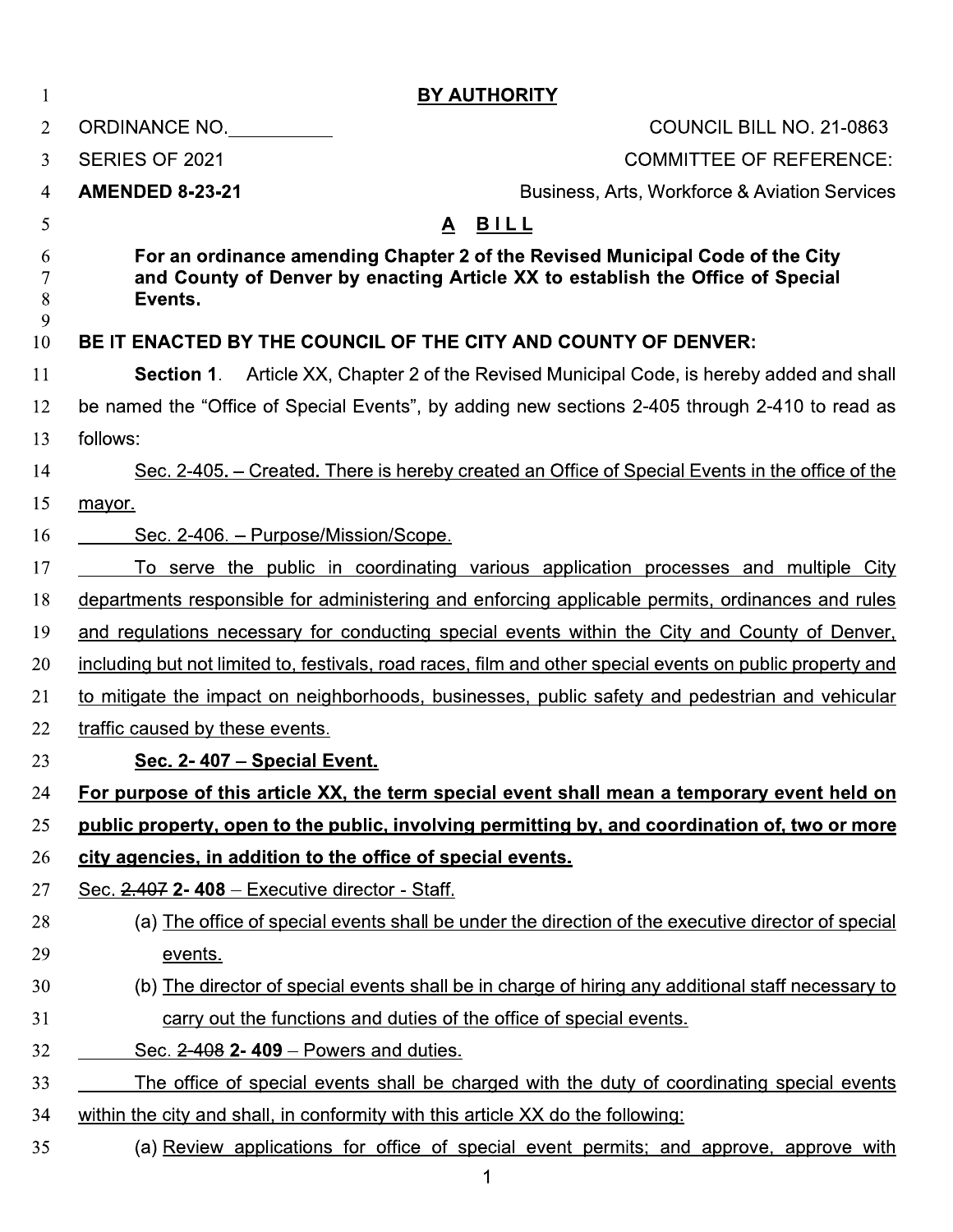**BY AUTHORITY**

ORDINANCE NO.__________ COUNCIL BILL NO. 21-0863

SERIES OF 2021 COMMITTEE OF REFERENCE:

**AMENDED 8-23-21** Business, Arts, Workforce & Aviation Services

**A BILL**

**For an ordinance amending Chapter 2 of the Revised Municipal Code of the City and County of Denver by enacting Article XX to establish the Office of Special Events.**

**BE IT ENACTED BY THE COUNCIL OF THE CITY AND COUNTY OF DENVER:**

**Section 1**. Article XX, Chapter 2 of the Revised Municipal Code, is hereby added and shall be named the "Office of Special Events", by adding new sections 2-405 through 2-410 to read as follows:

Sec. 2-405. – Created. There is hereby created an Office of Special Events in the office of the mayor.

Sec. 2-406. – Purpose/Mission/Scope.

To serve the public in coordinating various application processes and multiple City departments responsible for administering and enforcing applicable permits, ordinances and rules and regulations necessary for conducting special events within the City and County of Denver, including but not limited to, festivals, road races, film and other special events on public property and to mitigate the impact on neighborhoods, businesses, public safety and pedestrian and vehicular traffic caused by these events.

**Sec. 2- 407 – Special Event.**

**For purpose of this article XX, the term special event shall mean a temporary event held on public property, open to the public, involving permitting by, and coordination of, two or more city agencies, in addition to the office of special events.**

Sec. ~~2.407~~ **2- 408** – Executive director - Staff.

(a) The office of special events shall be under the direction of the executive director of special events.

(b) The director of special events shall be in charge of hiring any additional staff necessary to carry out the functions and duties of the office of special events.

Sec. ~~2-408~~ **2- 409** – Powers and duties.

The office of special events shall be charged with the duty of coordinating special events within the city and shall, in conformity with this article XX do the following:

(a) Review applications for office of special event permits; and approve, approve with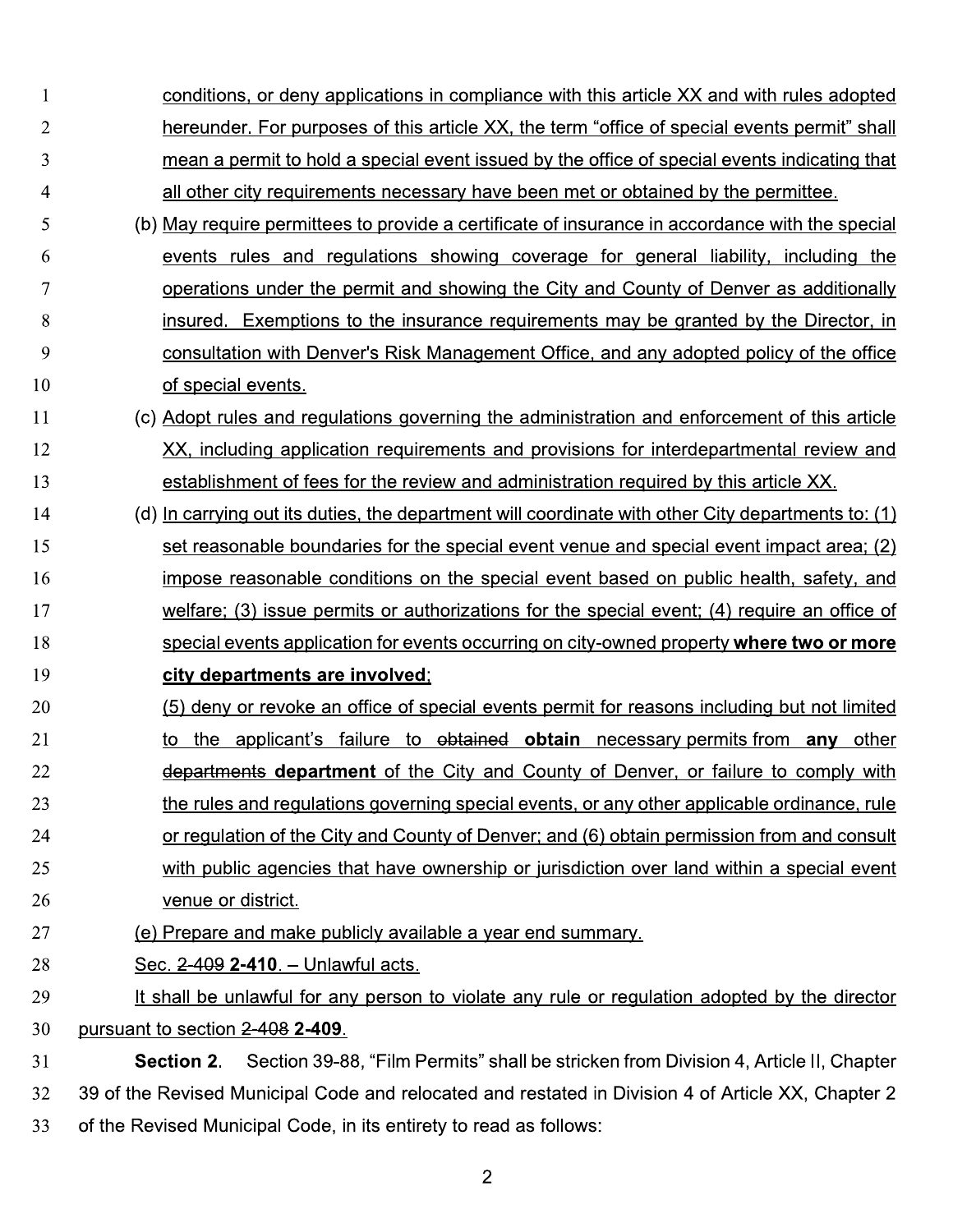conditions, or deny applications in compliance with this article XX and with rules adopted hereunder. For purposes of this article XX, the term "office of special events permit" shall mean a permit to hold a special event issued by the office of special events indicating that all other city requirements necessary have been met or obtained by the permittee.

(b) May require permittees to provide a certificate of insurance in accordance with the special events rules and regulations showing coverage for general liability, including the operations under the permit and showing the City and County of Denver as additionally insured. Exemptions to the insurance requirements may be granted by the Director, in consultation with Denver's Risk Management Office, and any adopted policy of the office of special events.

(c) Adopt rules and regulations governing the administration and enforcement of this article XX, including application requirements and provisions for interdepartmental review and establishment of fees for the review and administration required by this article XX.

(d) In carrying out its duties, the department will coordinate with other City departments to: (1) set reasonable boundaries for the special event venue and special event impact area; (2) impose reasonable conditions on the special event based on public health, safety, and welfare; (3) issue permits or authorizations for the special event; (4) require an office of special events application for events occurring on city-owned property **where two or more city departments are involved**;

(5) deny or revoke an office of special events permit for reasons including but not limited to the applicant's failure to ~~obtained~~ **obtain** necessary permits from **any** other ~~departments~~ **department** of the City and County of Denver, or failure to comply with the rules and regulations governing special events, or any other applicable ordinance, rule or regulation of the City and County of Denver; and (6) obtain permission from and consult with public agencies that have ownership or jurisdiction over land within a special event venue or district.

(e) Prepare and make publicly available a year end summary.

Sec. ~~2-409~~ **2-410**. – Unlawful acts.

It shall be unlawful for any person to violate any rule or regulation adopted by the director pursuant to section ~~2-408~~ **2-409**.

**Section 2.** Section 39-88, "Film Permits" shall be stricken from Division 4, Article II, Chapter 39 of the Revised Municipal Code and relocated and restated in Division 4 of Article XX, Chapter 2 of the Revised Municipal Code, in its entirety to read as follows: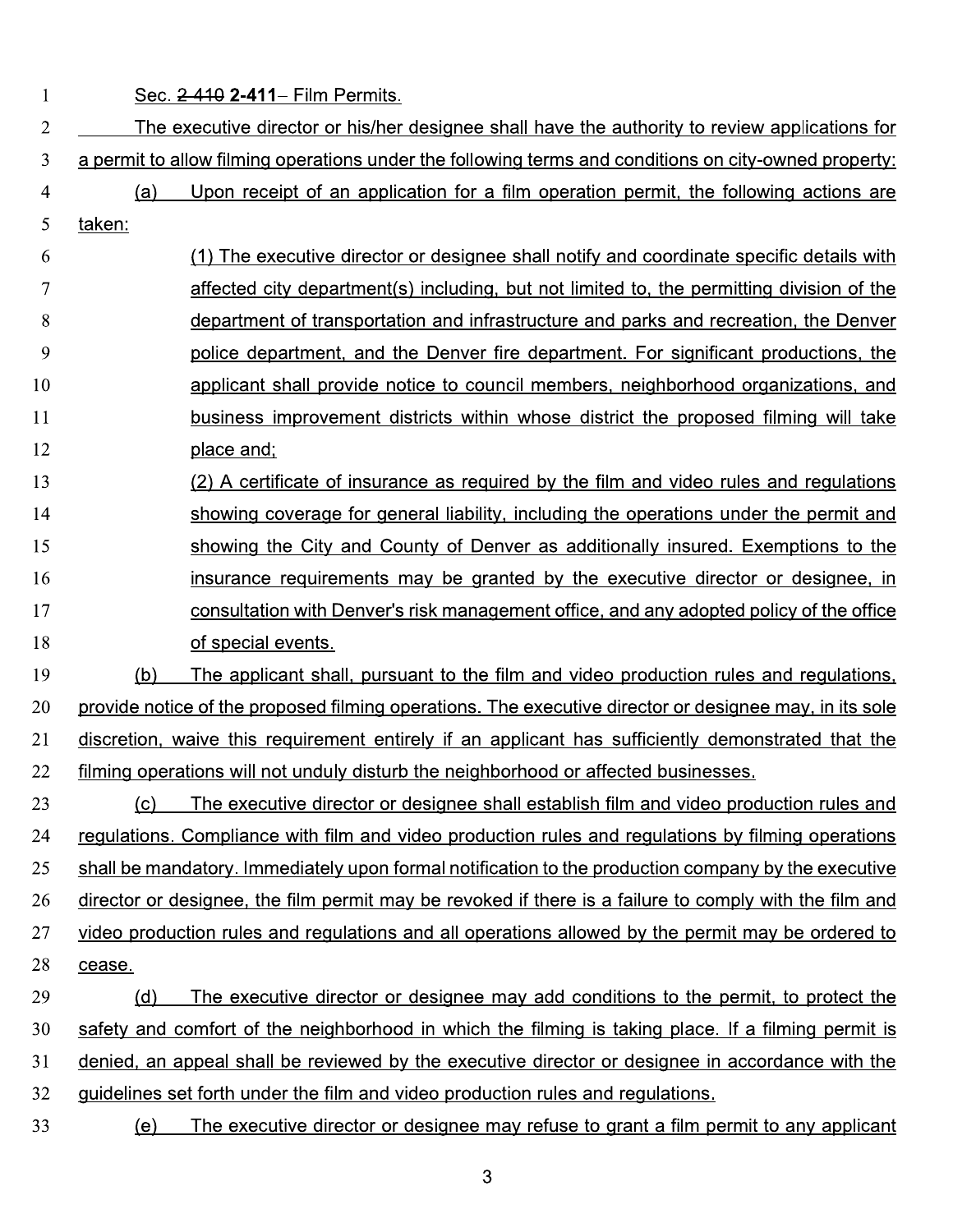Sec. ~~2-410~~ **2-411**– Film Permits.

The executive director or his/her designee shall have the authority to review applications for a permit to allow filming operations under the following terms and conditions on city-owned property:

(a) Upon receipt of an application for a film operation permit, the following actions are taken:

(1) The executive director or designee shall notify and coordinate specific details with affected city department(s) including, but not limited to, the permitting division of the department of transportation and infrastructure and parks and recreation, the Denver police department, and the Denver fire department. For significant productions, the applicant shall provide notice to council members, neighborhood organizations, and business improvement districts within whose district the proposed filming will take place and;

(2) A certificate of insurance as required by the film and video rules and regulations showing coverage for general liability, including the operations under the permit and showing the City and County of Denver as additionally insured. Exemptions to the insurance requirements may be granted by the executive director or designee, in consultation with Denver's risk management office, and any adopted policy of the office of special events.

(b) The applicant shall, pursuant to the film and video production rules and regulations, provide notice of the proposed filming operations. The executive director or designee may, in its sole discretion, waive this requirement entirely if an applicant has sufficiently demonstrated that the filming operations will not unduly disturb the neighborhood or affected businesses.

(c) The executive director or designee shall establish film and video production rules and regulations. Compliance with film and video production rules and regulations by filming operations shall be mandatory. Immediately upon formal notification to the production company by the executive director or designee, the film permit may be revoked if there is a failure to comply with the film and video production rules and regulations and all operations allowed by the permit may be ordered to cease.

(d) The executive director or designee may add conditions to the permit, to protect the safety and comfort of the neighborhood in which the filming is taking place. If a filming permit is denied, an appeal shall be reviewed by the executive director or designee in accordance with the guidelines set forth under the film and video production rules and regulations.

(e) The executive director or designee may refuse to grant a film permit to any applicant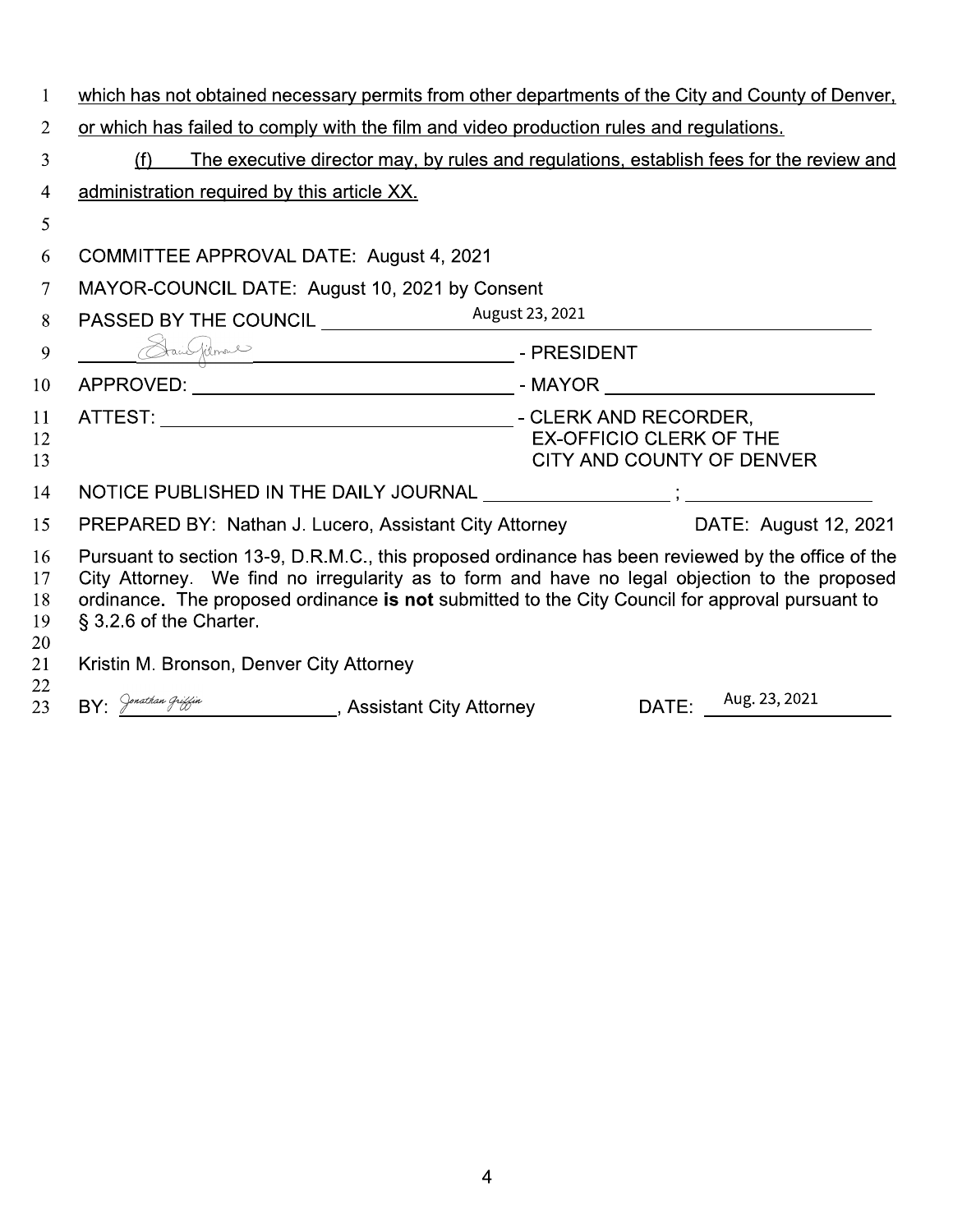which has not obtained necessary permits from other departments of the City and County of Denver, or which has failed to comply with the film and video production rules and regulations.

(f) The executive director may, by rules and regulations, establish fees for the review and administration required by this article XX.

COMMITTEE APPROVAL DATE: August 4, 2021

MAYOR-COUNCIL DATE: August 10, 2021 by Consent

PASSED BY THE COUNCIL August 23, 2021

Stacie Gilmore - PRESIDENT

APPROVED: _______________ - MAYOR _______________

ATTEST: _______________ - CLERK AND RECORDER,
EX-OFFICIO CLERK OF THE
CITY AND COUNTY OF DENVER

NOTICE PUBLISHED IN THE DAILY JOURNAL _______________ ; _______________

PREPARED BY: Nathan J. Lucero, Assistant City Attorney DATE: August 12, 2021

Pursuant to section 13-9, D.R.M.C., this proposed ordinance has been reviewed by the office of the City Attorney. We find no irregularity as to form and have no legal objection to the proposed ordinance. The proposed ordinance **is not** submitted to the City Council for approval pursuant to § 3.2.6 of the Charter.

Kristin M. Bronson, Denver City Attorney

BY: Jonathan Griffin, Assistant City Attorney DATE: Aug. 23, 2021